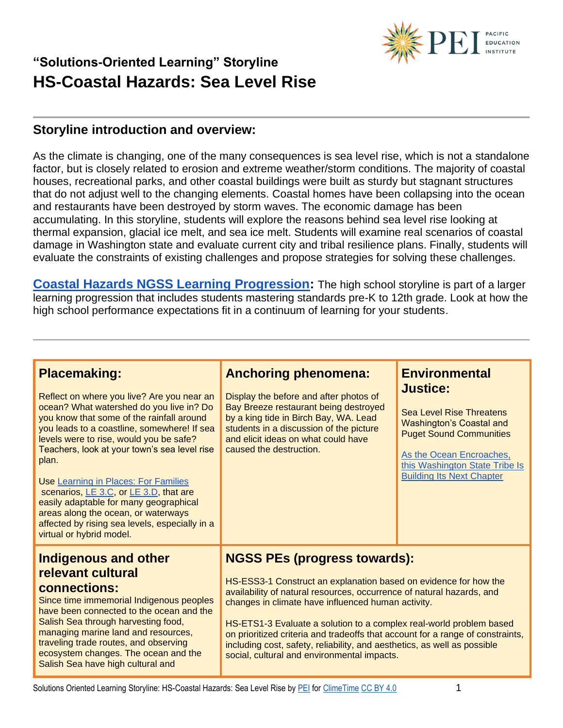## "Solutions-Oriented Learning" Storyline

# HS-Coastal Hazards: Sea Level Rise

## Storyline introduction and overview:

As the climate is changing, one of the many consequences is sea level rise, which is not a standalone factor, but is closely related to erosion and extreme weather/storm conditions. The majority of coastal houses, recreational parks, and other coastal buildings were built as sturdy but stagnant structures that do not adjust well to the changing elements. Coastal homes have been collapsing into the ocean and restaurants have been destroyed by storm waves. The economic damage has been accumulating. In this storyline, students will explore the reasons behind sea level rise looking at thermal expansion, glacial ice melt, and sea ice melt. Students will examine real scenarios of coastal damage in Washington state and evaluate current city and tribal resilience plans. Finally, students will evaluate the constraints of existing challenges and propose strategies for solving these challenges.

**Coastal Hazards NGSS Learning Progression:** The high school storyline is part of a larger learning progression that includes students mastering standards pre-K to 12th grade. Look at how the high school performance expectations fit in a continuum of learning for your students.

### Placemaking:

Reflect on where you live? Are you near an ocean? What watershed do you live in? Do you know that some of the rainfall around you leads to a coastline, somewhere! If sea levels were to rise, would you be safe? Teachers, look at your town's sea level rise plan.

Use Learning in Places: For Families scenarios, LE 3.C, or LE 3.D, that are easily adaptable for many geographical areas along the ocean, or waterways affected by rising sea levels, especially in a virtual or hybrid model.

### Anchoring phenomena:

Display the before and after photos of Bay Breeze restaurant being destroyed by a king tide in Birch Bay, WA. Lead students in a discussion of the picture and elicit ideas on what could have caused the destruction.

### Environmental Justice:

Sea Level Rise Threatens Washington's Coastal and Puget Sound Communities

As the Ocean Encroaches, this Washington State Tribe Is Building Its Next Chapter

### Indigenous and other relevant cultural connections:

Since time immemorial Indigenous peoples have been connected to the ocean and the Salish Sea through harvesting food, managing marine land and resources, traveling trade routes, and observing ecosystem changes. The ocean and the Salish Sea have high cultural and

### NGSS PEs (progress towards):

HS-ESS3-1 Construct an explanation based on evidence for how the availability of natural resources, occurrence of natural hazards, and changes in climate have influenced human activity.

HS-ETS1-3 Evaluate a solution to a complex real-world problem based on prioritized criteria and tradeoffs that account for a range of constraints, including cost, safety, reliability, and aesthetics, as well as possible social, cultural and environmental impacts.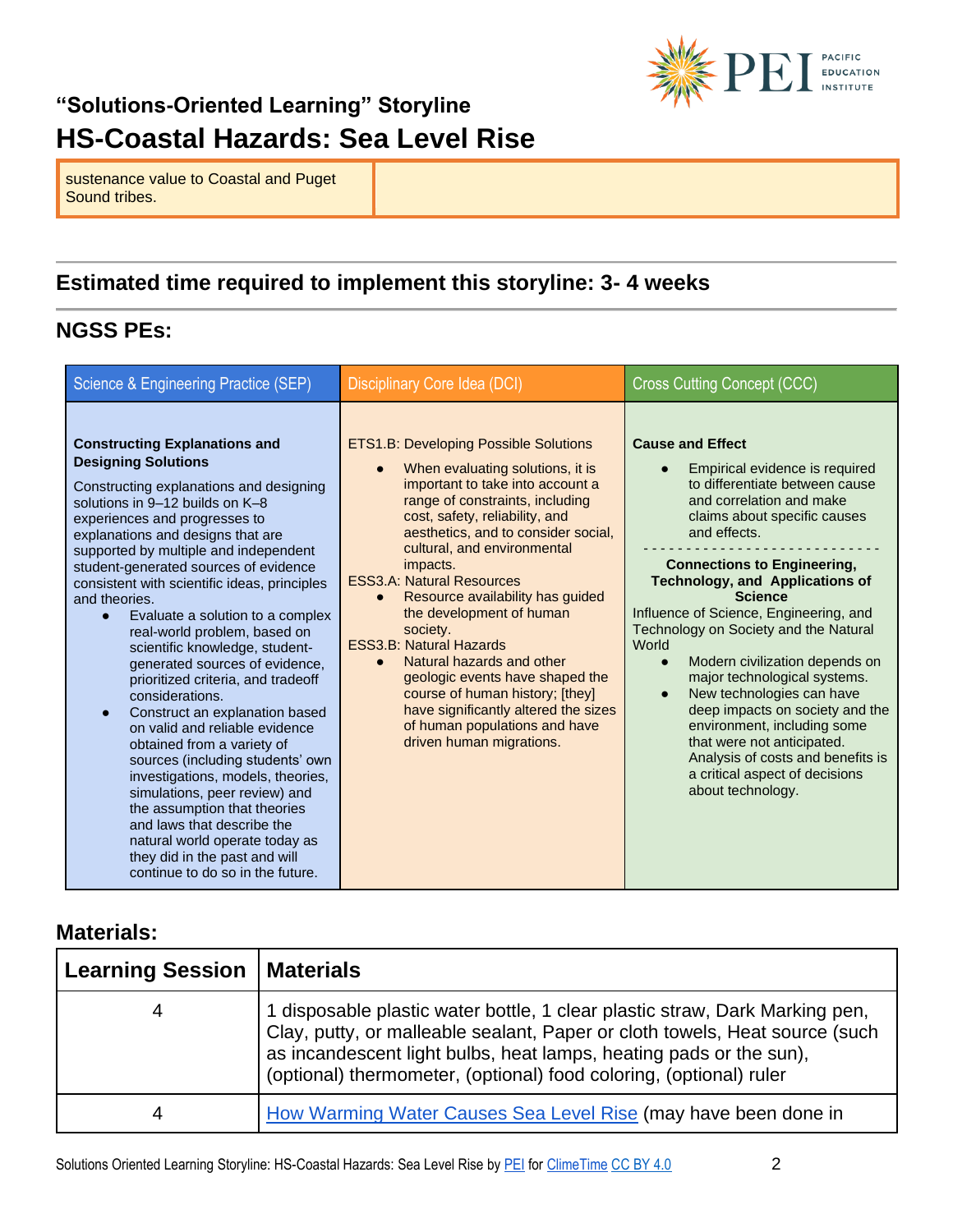# "Solutions-Oriented Learning" Storyline

# HS-Coastal Hazards: Sea Level Rise

| sustenance value to Coastal and Puget Sound tribes. | |
|---|---|

## Estimated time required to implement this storyline: 3- 4 weeks

## NGSS PEs:

| Science & Engineering Practice (SEP) | Disciplinary Core Idea (DCI) | Cross Cutting Concept (CCC) |
|---|---|---|
| **Constructing Explanations and Designing Solutions**<br><br>Constructing explanations and designing solutions in 9–12 builds on K–8 experiences and progresses to explanations and designs that are supported by multiple and independent student-generated sources of evidence consistent with scientific ideas, principles and theories.<br>• Evaluate a solution to a complex real-world problem, based on scientific knowledge, student-generated sources of evidence, prioritized criteria, and tradeoff considerations.<br>• Construct an explanation based on valid and reliable evidence obtained from a variety of sources (including students' own investigations, models, theories, simulations, peer review) and the assumption that theories and laws that describe the natural world operate today as they did in the past and will continue to do so in the future. | ETS1.B: Developing Possible Solutions<br>• When evaluating solutions, it is important to take into account a range of constraints, including cost, safety, reliability, and aesthetics, and to consider social, cultural, and environmental impacts.<br>ESS3.A: Natural Resources<br>• Resource availability has guided the development of human society.<br>ESS3.B: Natural Hazards<br>• Natural hazards and other geologic events have shaped the course of human history; [they] have significantly altered the sizes of human populations and have driven human migrations. | **Cause and Effect**<br>• Empirical evidence is required to differentiate between cause and correlation and make claims about specific causes and effects.<br>- - - - - - - - - - - - - - - - - - - - - - - - - - -<br>**Connections to Engineering, Technology, and Applications of Science**<br>Influence of Science, Engineering, and Technology on Society and the Natural World<br>• Modern civilization depends on major technological systems.<br>• New technologies can have deep impacts on society and the environment, including some that were not anticipated. Analysis of costs and benefits is a critical aspect of decisions about technology. |

## Materials:

| Learning Session | Materials |
|---|---|
| 4 | 1 disposable plastic water bottle, 1 clear plastic straw, Dark Marking pen, Clay, putty, or malleable sealant, Paper or cloth towels, Heat source (such as incandescent light bulbs, heat lamps, heating pads or the sun), (optional) thermometer, (optional) food coloring, (optional) ruler |
| 4 | How Warming Water Causes Sea Level Rise (may have been done in |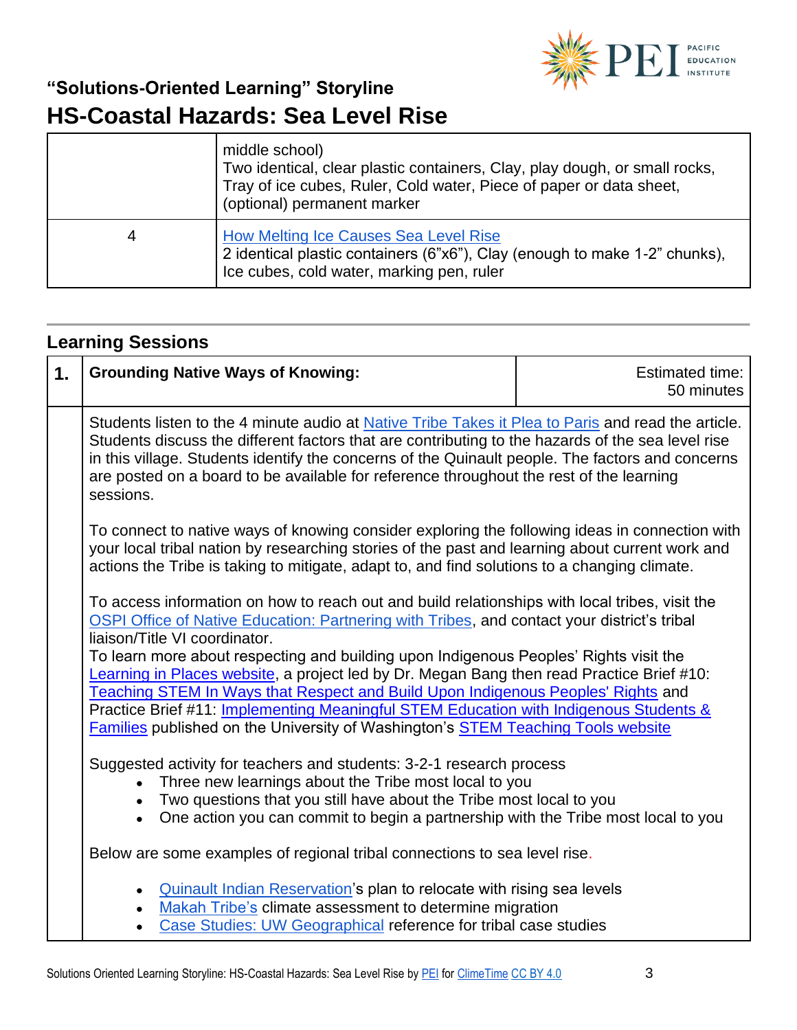| | |
|---|---|
| | middle school)<br>Two identical, clear plastic containers, Clay, play dough, or small rocks, Tray of ice cubes, Ruler, Cold water, Piece of paper or data sheet, (optional) permanent marker |
| 4 | How Melting Ice Causes Sea Level Rise<br>2 identical plastic containers (6"x6"), Clay (enough to make 1-2" chunks), Ice cubes, cold water, marking pen, ruler |

## Learning Sessions

| 1. | Grounding Native Ways of Knowing: | Estimated time: 50 minutes |
|---|---|---|

Students listen to the 4 minute audio at Native Tribe Takes it Plea to Paris and read the article. Students discuss the different factors that are contributing to the hazards of the sea level rise in this village. Students identify the concerns of the Quinault people. The factors and concerns are posted on a board to be available for reference throughout the rest of the learning sessions.

To connect to native ways of knowing consider exploring the following ideas in connection with your local tribal nation by researching stories of the past and learning about current work and actions the Tribe is taking to mitigate, adapt to, and find solutions to a changing climate.

To access information on how to reach out and build relationships with local tribes, visit the OSPI Office of Native Education: Partnering with Tribes, and contact your district's tribal liaison/Title VI coordinator.
To learn more about respecting and building upon Indigenous Peoples' Rights visit the Learning in Places website, a project led by Dr. Megan Bang then read Practice Brief #10: Teaching STEM In Ways that Respect and Build Upon Indigenous Peoples' Rights and Practice Brief #11: Implementing Meaningful STEM Education with Indigenous Students & Families published on the University of Washington's STEM Teaching Tools website

Suggested activity for teachers and students: 3-2-1 research process

- Three new learnings about the Tribe most local to you
- Two questions that you still have about the Tribe most local to you
- One action you can commit to begin a partnership with the Tribe most local to you

Below are some examples of regional tribal connections to sea level rise.

- Quinault Indian Reservation's plan to relocate with rising sea levels
- Makah Tribe's climate assessment to determine migration
- Case Studies: UW Geographical reference for tribal case studies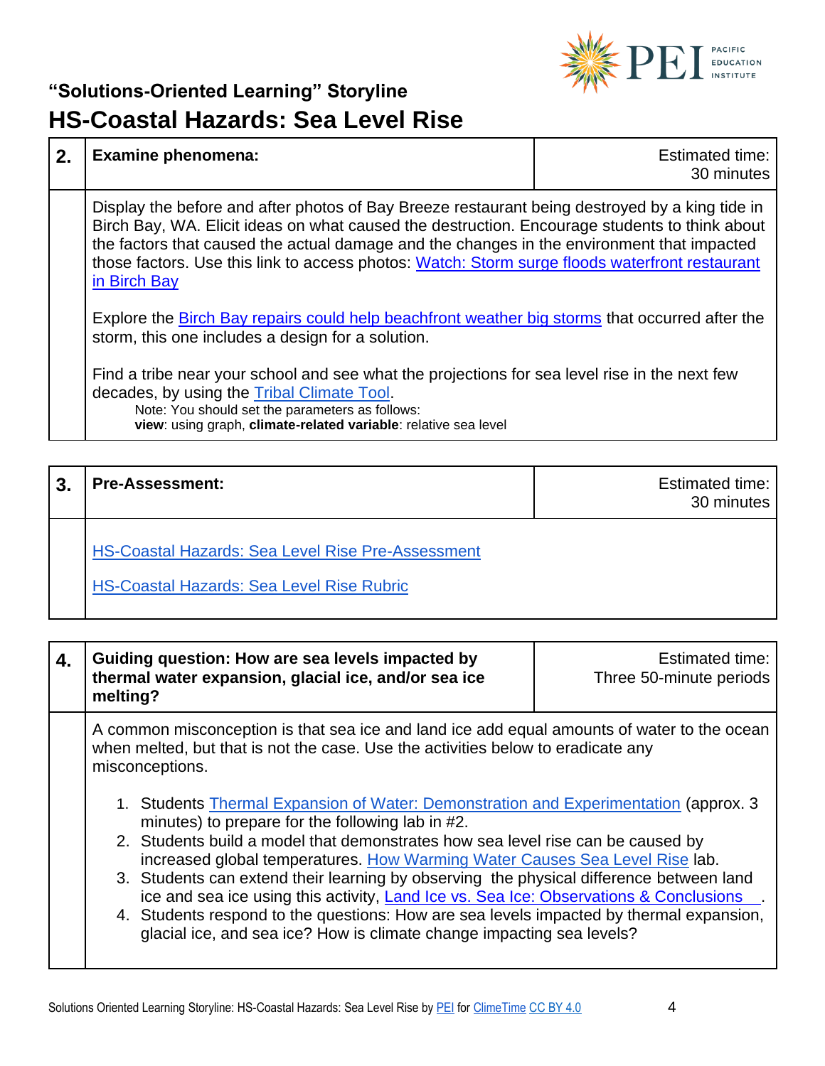## "Solutions-Oriented Learning" Storyline

# HS-Coastal Hazards: Sea Level Rise

| 2. | **Examine phenomena:** | Estimated time: 30 minutes |
|---|---|---|
| | Display the before and after photos of Bay Breeze restaurant being destroyed by a king tide in Birch Bay, WA. Elicit ideas on what caused the destruction. Encourage students to think about the factors that caused the actual damage and the changes in the environment that impacted those factors. Use this link to access photos: Watch: Storm surge floods waterfront restaurant in Birch Bay<br><br>Explore the Birch Bay repairs could help beachfront weather big storms that occurred after the storm, this one includes a design for a solution.<br><br>Find a tribe near your school and see what the projections for sea level rise in the next few decades, by using the Tribal Climate Tool.<br>Note: You should set the parameters as follows:<br>**view**: using graph, **climate-related variable**: relative sea level | |

| 3. | **Pre-Assessment:** | Estimated time: 30 minutes |
|---|---|---|
| | HS-Coastal Hazards: Sea Level Rise Pre-Assessment<br><br>HS-Coastal Hazards: Sea Level Rise Rubric | |

| 4. | **Guiding question: How are sea levels impacted by thermal water expansion, glacial ice, and/or sea ice melting?** | Estimated time: Three 50-minute periods |
|---|---|---|
| | A common misconception is that sea ice and land ice add equal amounts of water to the ocean when melted, but that is not the case. Use the activities below to eradicate any misconceptions.<br><br>1. Students Thermal Expansion of Water: Demonstration and Experimentation (approx. 3 minutes) to prepare for the following lab in #2.<br>2. Students build a model that demonstrates how sea level rise can be caused by increased global temperatures. How Warming Water Causes Sea Level Rise lab.<br>3. Students can extend their learning by observing the physical difference between land ice and sea ice using this activity, Land Ice vs. Sea Ice: Observations & Conclusions .<br>4. Students respond to the questions: How are sea levels impacted by thermal expansion, glacial ice, and sea ice? How is climate change impacting sea levels? | |

Solutions Oriented Learning Storyline: HS-Coastal Hazards: Sea Level Rise by PEI for ClimeTime CC BY 4.0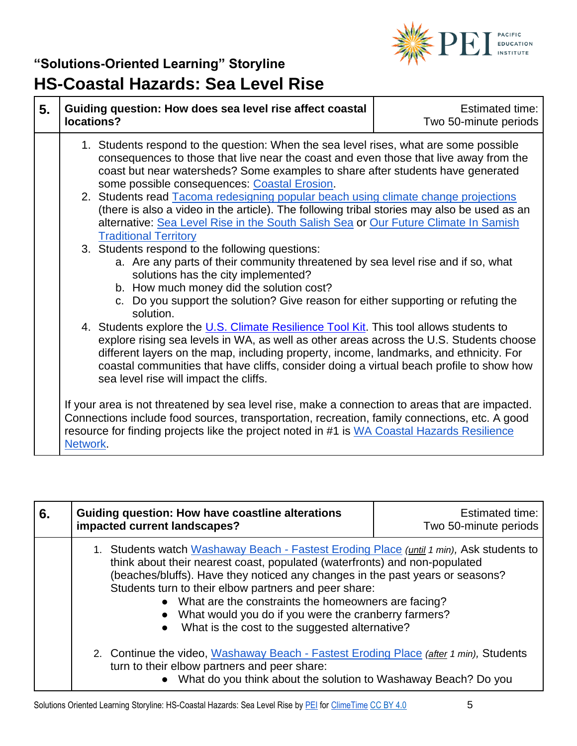"Solutions-Oriented Learning" Storyline

# HS-Coastal Hazards: Sea Level Rise

| 5. | Guiding question: How does sea level rise affect coastal locations? | Estimated time: Two 50-minute periods |
|---|---|---|

1. Students respond to the question: When the sea level rises, what are some possible consequences to those that live near the coast and even those that live away from the coast but near watersheds? Some examples to share after students have generated some possible consequences: Coastal Erosion.
2. Students read Tacoma redesigning popular beach using climate change projections (there is also a video in the article). The following tribal stories may also be used as an alternative: Sea Level Rise in the South Salish Sea or Our Future Climate In Samish Traditional Territory
3. Students respond to the following questions:
   a. Are any parts of their community threatened by sea level rise and if so, what solutions has the city implemented?
   b. How much money did the solution cost?
   c. Do you support the solution? Give reason for either supporting or refuting the solution.
4. Students explore the U.S. Climate Resilience Tool Kit. This tool allows students to explore rising sea levels in WA, as well as other areas across the U.S. Students choose different layers on the map, including property, income, landmarks, and ethnicity. For coastal communities that have cliffs, consider doing a virtual beach profile to show how sea level rise will impact the cliffs.

If your area is not threatened by sea level rise, make a connection to areas that are impacted. Connections include food sources, transportation, recreation, family connections, etc. A good resource for finding projects like the project noted in #1 is WA Coastal Hazards Resilience Network.

| 6. | Guiding question: How have coastline alterations impacted current landscapes? | Estimated time: Two 50-minute periods |
|---|---|---|

1. Students watch Washaway Beach - Fastest Eroding Place *(until 1 min)*, Ask students to think about their nearest coast, populated (waterfronts) and non-populated (beaches/bluffs). Have they noticed any changes in the past years or seasons? Students turn to their elbow partners and peer share:
   - What are the constraints the homeowners are facing?
   - What would you do if you were the cranberry farmers?
   - What is the cost to the suggested alternative?

2. Continue the video, Washaway Beach - Fastest Eroding Place *(after 1 min)*, Students turn to their elbow partners and peer share:
   - What do you think about the solution to Washaway Beach? Do you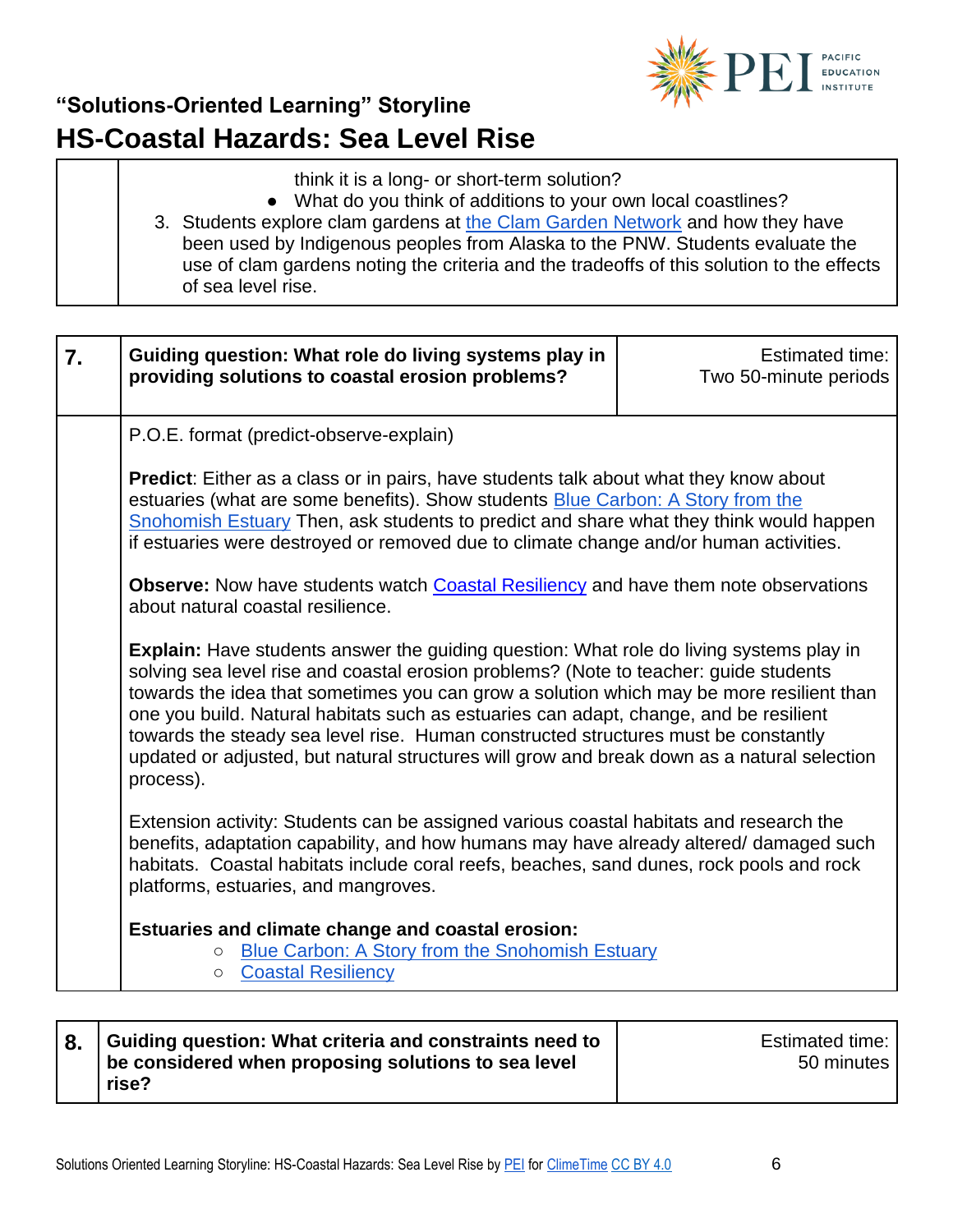| | think it is a long- or short-term solution?<br>● What do you think of additions to your own local coastlines?<br>3. Students explore clam gardens at [the Clam Garden Network](#) and how they have been used by Indigenous peoples from Alaska to the PNW. Students evaluate the use of clam gardens noting the criteria and the tradeoffs of this solution to the effects of sea level rise. |
|---|---|

| 7. | **Guiding question: What role do living systems play in providing solutions to coastal erosion problems?** | Estimated time: Two 50-minute periods |
|---|---|---|
| | P.O.E. format (predict-observe-explain)<br><br>**Predict**: Either as a class or in pairs, have students talk about what they know about estuaries (what are some benefits). Show students [Blue Carbon: A Story from the Snohomish Estuary](#) Then, ask students to predict and share what they think would happen if estuaries were destroyed or removed due to climate change and/or human activities.<br><br>**Observe:** Now have students watch [Coastal Resiliency](#) and have them note observations about natural coastal resilience.<br><br>**Explain:** Have students answer the guiding question: What role do living systems play in solving sea level rise and coastal erosion problems? (Note to teacher: guide students towards the idea that sometimes you can grow a solution which may be more resilient than one you build. Natural habitats such as estuaries can adapt, change, and be resilient towards the steady sea level rise. Human constructed structures must be constantly updated or adjusted, but natural structures will grow and break down as a natural selection process).<br><br>Extension activity: Students can be assigned various coastal habitats and research the benefits, adaptation capability, and how humans may have already altered/ damaged such habitats. Coastal habitats include coral reefs, beaches, sand dunes, rock pools and rock platforms, estuaries, and mangroves.<br><br>**Estuaries and climate change and coastal erosion:**<br>○ [Blue Carbon: A Story from the Snohomish Estuary](#)<br>○ [Coastal Resiliency](#) | |

| 8. | **Guiding question: What criteria and constraints need to be considered when proposing solutions to sea level rise?** | Estimated time: 50 minutes |
|---|---|---|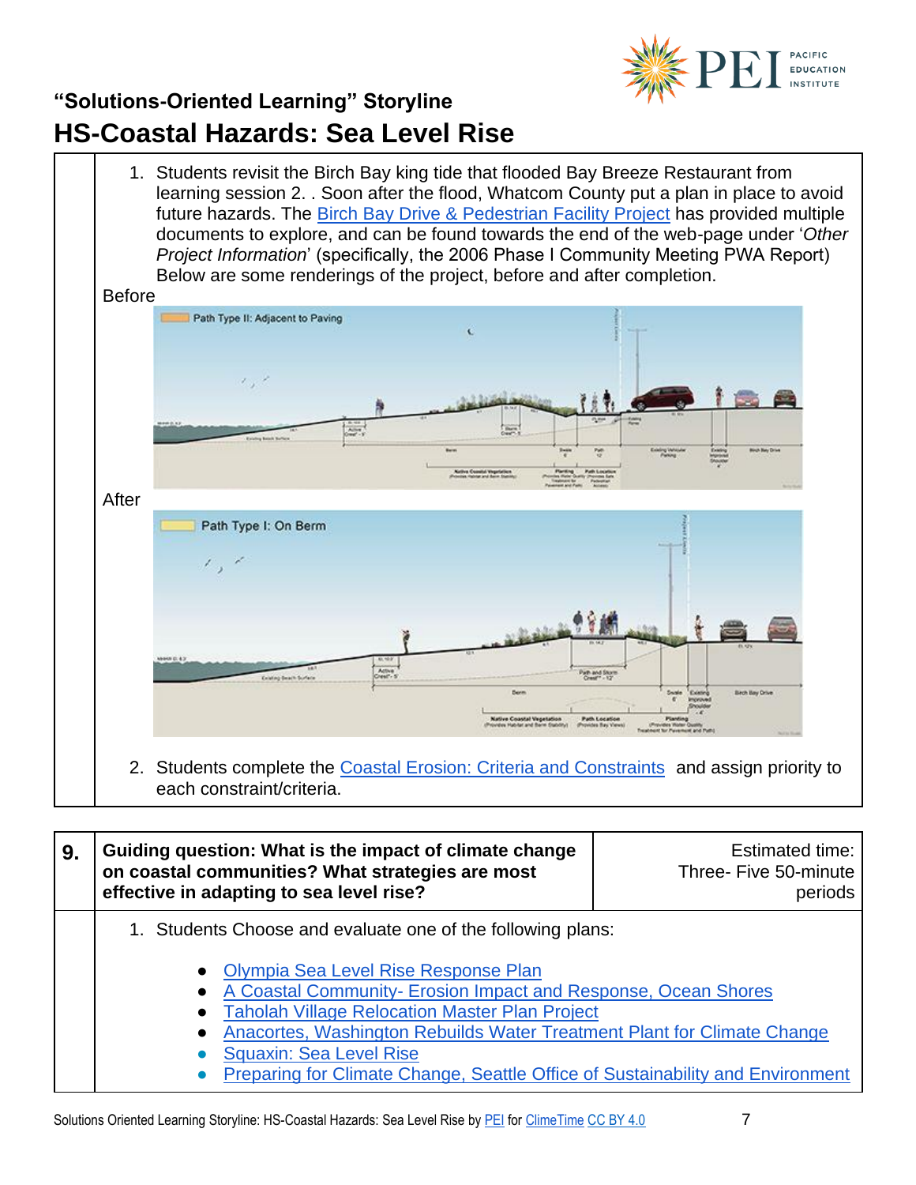## "Solutions-Oriented Learning" Storyline

# HS-Coastal Hazards: Sea Level Rise

1. Students revisit the Birch Bay king tide that flooded Bay Breeze Restaurant from learning session 2. . Soon after the flood, Whatcom County put a plan in place to avoid future hazards. The Birch Bay Drive & Pedestrian Facility Project has provided multiple documents to explore, and can be found towards the end of the web-page under '*Other Project Information*' (specifically, the 2006 Phase I Community Meeting PWA Report) Below are some renderings of the project, before and after completion.

Before

Path Type II: Adjacent to Paving

After

Path Type I: On Berm

2. Students complete the Coastal Erosion: Criteria and Constraints and assign priority to each constraint/criteria.

| 9. | Guiding question: What is the impact of climate change on coastal communities? What strategies are most effective in adapting to sea level rise? | Estimated time: Three- Five 50-minute periods |
|---|---|---|

1. Students Choose and evaluate one of the following plans:

- Olympia Sea Level Rise Response Plan
- A Coastal Community- Erosion Impact and Response, Ocean Shores
- Taholah Village Relocation Master Plan Project
- Anacortes, Washington Rebuilds Water Treatment Plant for Climate Change
- Squaxin: Sea Level Rise
- Preparing for Climate Change, Seattle Office of Sustainability and Environment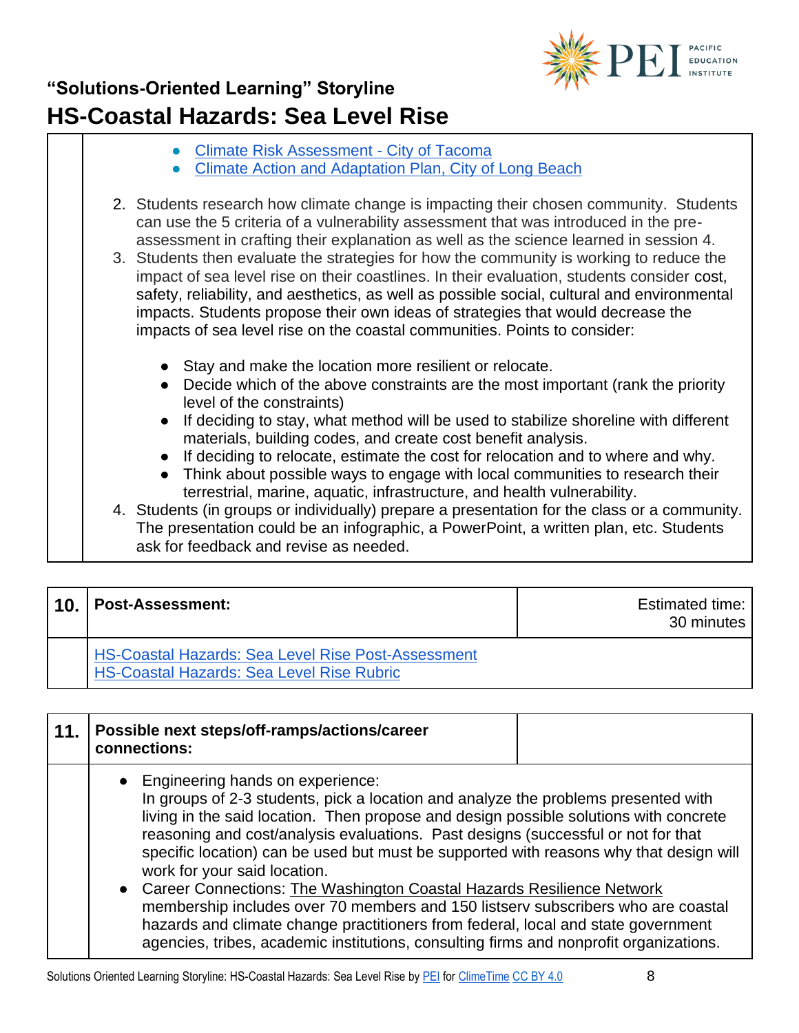- Climate Risk Assessment - City of Tacoma
- Climate Action and Adaptation Plan, City of Long Beach

2. Students research how climate change is impacting their chosen community. Students can use the 5 criteria of a vulnerability assessment that was introduced in the pre-assessment in crafting their explanation as well as the science learned in session 4.
3. Students then evaluate the strategies for how the community is working to reduce the impact of sea level rise on their coastlines. In their evaluation, students consider cost, safety, reliability, and aesthetics, as well as possible social, cultural and environmental impacts. Students propose their own ideas of strategies that would decrease the impacts of sea level rise on the coastal communities. Points to consider:
    - Stay and make the location more resilient or relocate.
    - Decide which of the above constraints are the most important (rank the priority level of the constraints)
    - If deciding to stay, what method will be used to stabilize shoreline with different materials, building codes, and create cost benefit analysis.
    - If deciding to relocate, estimate the cost for relocation and to where and why.
    - Think about possible ways to engage with local communities to research their terrestrial, marine, aquatic, infrastructure, and health vulnerability.
4. Students (in groups or individually) prepare a presentation for the class or a community. The presentation could be an infographic, a PowerPoint, a written plan, etc. Students ask for feedback and revise as needed.

| 10. | **Post-Assessment:** | Estimated time: 30 minutes |
|---|---|---|
| | HS-Coastal Hazards: Sea Level Rise Post-Assessment<br>HS-Coastal Hazards: Sea Level Rise Rubric | |

| 11. | **Possible next steps/off-ramps/actions/career connections:** | |
|---|---|---|
| | • Engineering hands on experience:<br>In groups of 2-3 students, pick a location and analyze the problems presented with living in the said location. Then propose and design possible solutions with concrete reasoning and cost/analysis evaluations. Past designs (successful or not for that specific location) can be used but must be supported with reasons why that design will work for your said location.<br>• Career Connections: The Washington Coastal Hazards Resilience Network membership includes over 70 members and 150 listserv subscribers who are coastal hazards and climate change practitioners from federal, local and state government agencies, tribes, academic institutions, consulting firms and nonprofit organizations. | |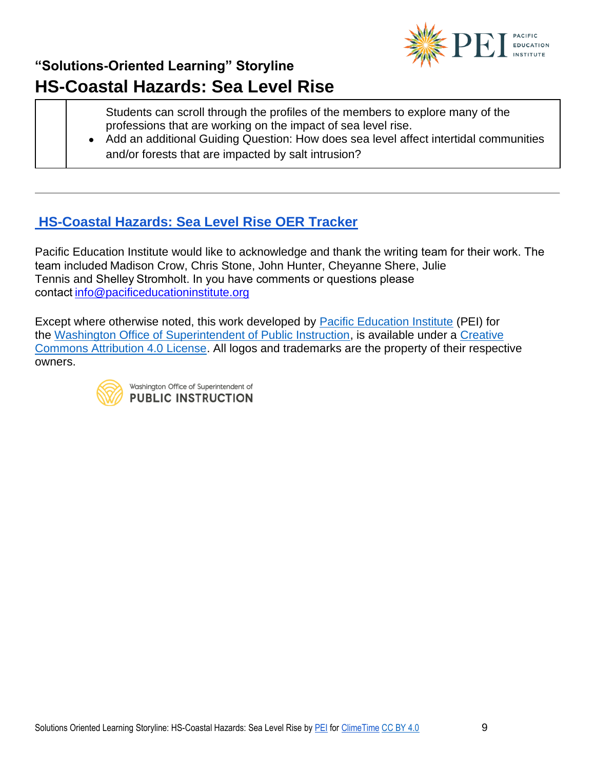| | |
|---|---|
| | Students can scroll through the profiles of the members to explore many of the professions that are working on the impact of sea level rise.<br>• Add an additional Guiding Question: How does sea level affect intertidal communities and/or forests that are impacted by salt intrusion? |

---

## HS-Coastal Hazards: Sea Level Rise OER Tracker

Pacific Education Institute would like to acknowledge and thank the writing team for their work. The team included Madison Crow, Chris Stone, John Hunter, Cheyanne Shere, Julie Tennis and Shelley Stromholt. In you have comments or questions please contact info@pacificeducationinstitute.org

Except where otherwise noted, this work developed by Pacific Education Institute (PEI) for the Washington Office of Superintendent of Public Instruction, is available under a Creative Commons Attribution 4.0 License. All logos and trademarks are the property of their respective owners.

Washington Office of Superintendent of PUBLIC INSTRUCTION